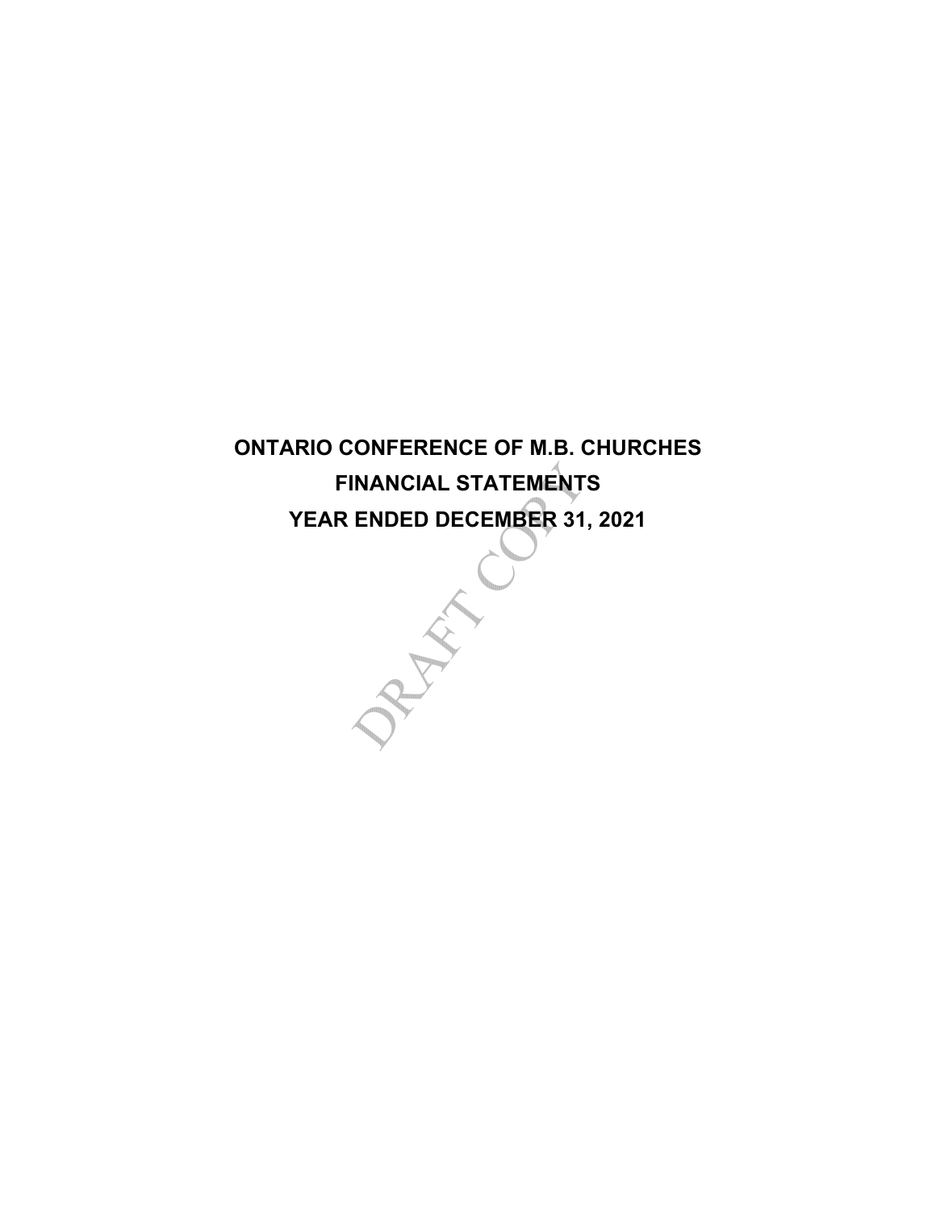# ONTARIO CONFERENCE OF M.B. CHURCHES
# FINANCIAL STATEMENTS
# YEAR ENDED DECEMBER 31, 2021

DRAFT COPY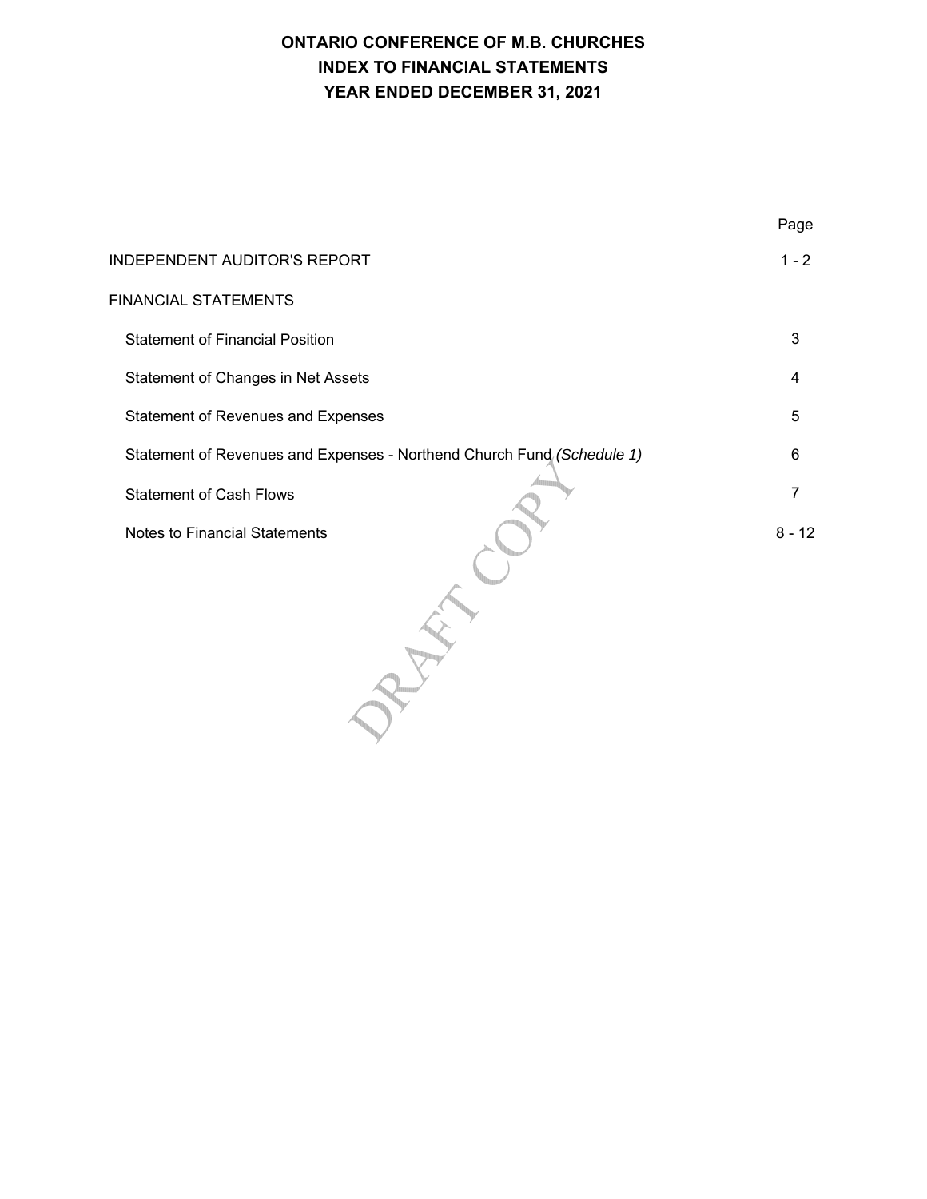# ONTARIO CONFERENCE OF M.B. CHURCHES
# INDEX TO FINANCIAL STATEMENTS
# YEAR ENDED DECEMBER 31, 2021

| | Page |
|---|---|
| INDEPENDENT AUDITOR'S REPORT | 1 - 2 |
| FINANCIAL STATEMENTS | |
| Statement of Financial Position | 3 |
| Statement of Changes in Net Assets | 4 |
| Statement of Revenues and Expenses | 5 |
| Statement of Revenues and Expenses - Northend Church Fund *(Schedule 1)* | 6 |
| Statement of Cash Flows | 7 |
| Notes to Financial Statements | 8 - 12 |

DRAFT COPY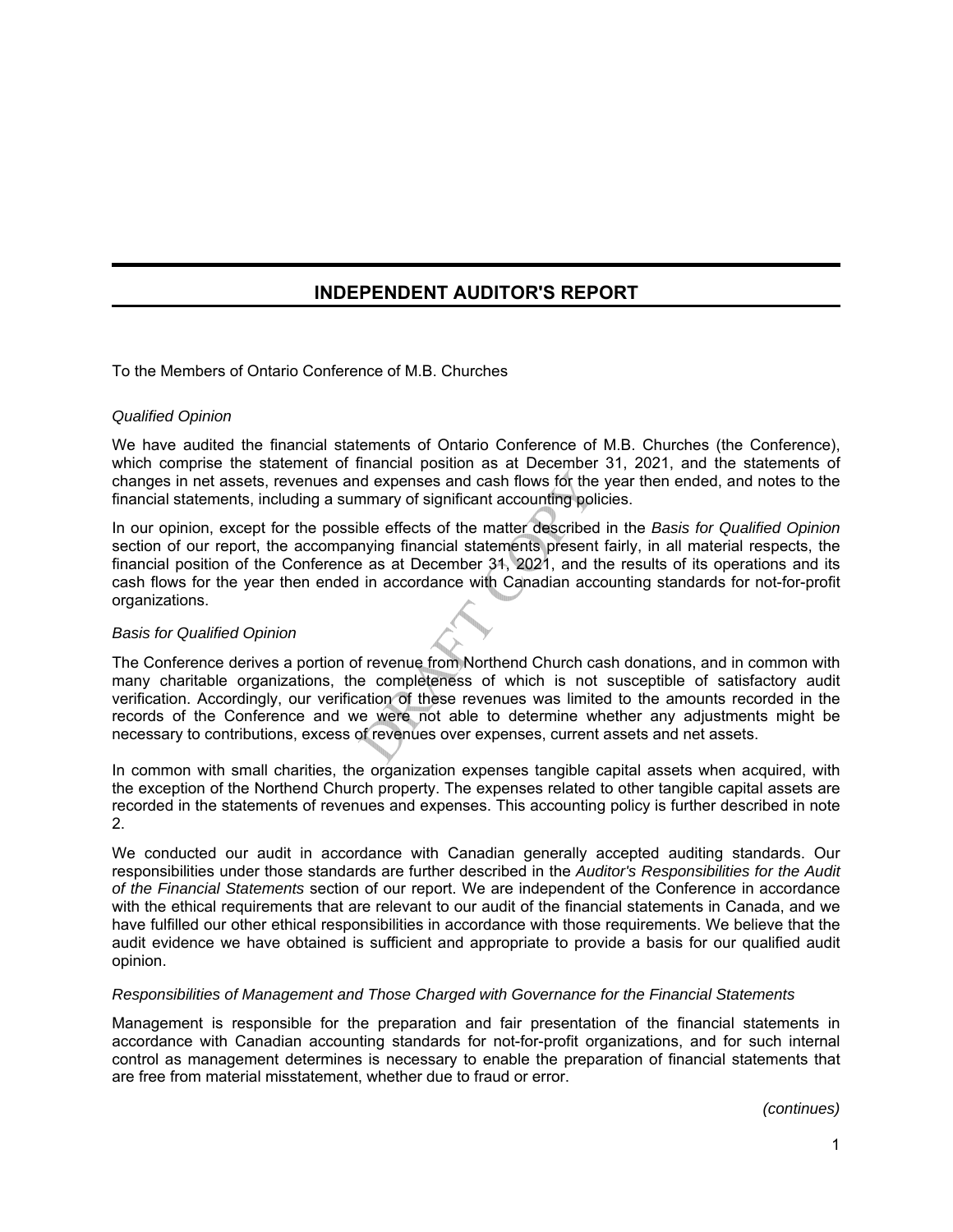## INDEPENDENT AUDITOR'S REPORT

To the Members of Ontario Conference of M.B. Churches

*Qualified Opinion*

We have audited the financial statements of Ontario Conference of M.B. Churches (the Conference), which comprise the statement of financial position as at December 31, 2021, and the statements of changes in net assets, revenues and expenses and cash flows for the year then ended, and notes to the financial statements, including a summary of significant accounting policies.

In our opinion, except for the possible effects of the matter described in the *Basis for Qualified Opinion* section of our report, the accompanying financial statements present fairly, in all material respects, the financial position of the Conference as at December 31, 2021, and the results of its operations and its cash flows for the year then ended in accordance with Canadian accounting standards for not-for-profit organizations.

*Basis for Qualified Opinion*

The Conference derives a portion of revenue from Northend Church cash donations, and in common with many charitable organizations, the completeness of which is not susceptible of satisfactory audit verification. Accordingly, our verification of these revenues was limited to the amounts recorded in the records of the Conference and we were not able to determine whether any adjustments might be necessary to contributions, excess of revenues over expenses, current assets and net assets.

In common with small charities, the organization expenses tangible capital assets when acquired, with the exception of the Northend Church property. The expenses related to other tangible capital assets are recorded in the statements of revenues and expenses. This accounting policy is further described in note 2.

We conducted our audit in accordance with Canadian generally accepted auditing standards. Our responsibilities under those standards are further described in the *Auditor's Responsibilities for the Audit of the Financial Statements* section of our report. We are independent of the Conference in accordance with the ethical requirements that are relevant to our audit of the financial statements in Canada, and we have fulfilled our other ethical responsibilities in accordance with those requirements. We believe that the audit evidence we have obtained is sufficient and appropriate to provide a basis for our qualified audit opinion.

*Responsibilities of Management and Those Charged with Governance for the Financial Statements*

Management is responsible for the preparation and fair presentation of the financial statements in accordance with Canadian accounting standards for not-for-profit organizations, and for such internal control as management determines is necessary to enable the preparation of financial statements that are free from material misstatement, whether due to fraud or error.

*(continues)*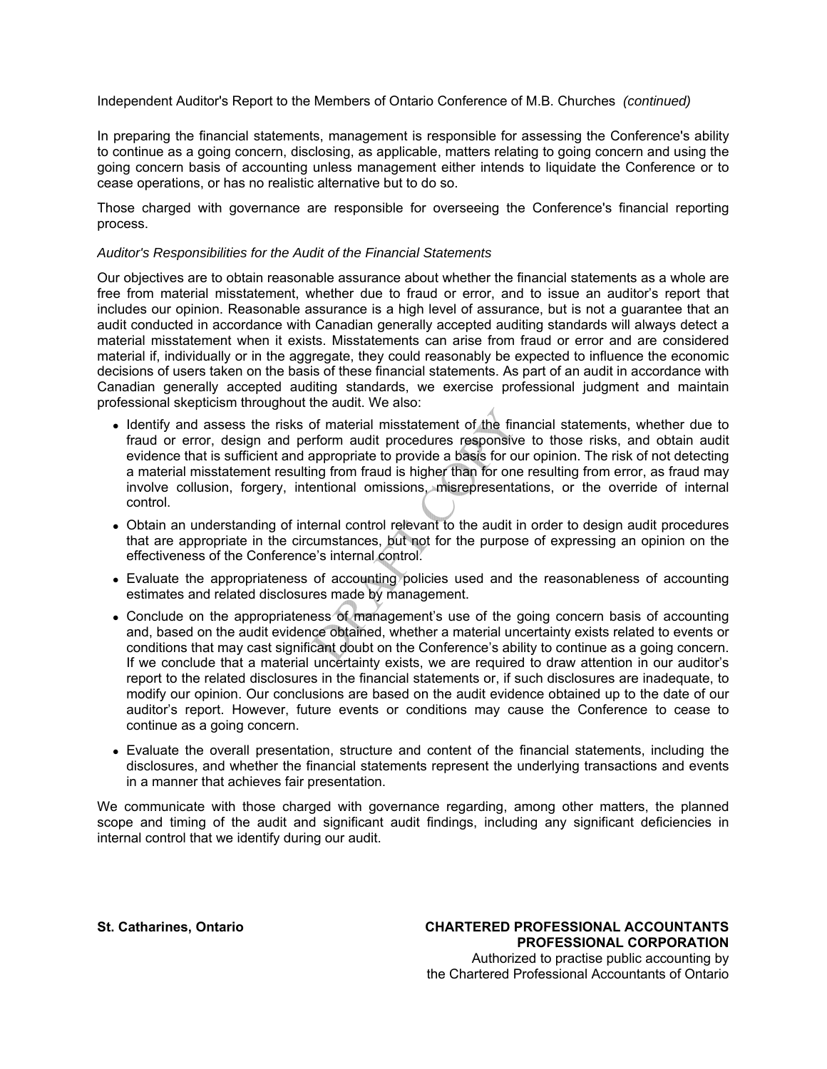Independent Auditor's Report to the Members of Ontario Conference of M.B. Churches *(continued)*

In preparing the financial statements, management is responsible for assessing the Conference's ability to continue as a going concern, disclosing, as applicable, matters relating to going concern and using the going concern basis of accounting unless management either intends to liquidate the Conference or to cease operations, or has no realistic alternative but to do so.

Those charged with governance are responsible for overseeing the Conference's financial reporting process.

*Auditor's Responsibilities for the Audit of the Financial Statements*

Our objectives are to obtain reasonable assurance about whether the financial statements as a whole are free from material misstatement, whether due to fraud or error, and to issue an auditor's report that includes our opinion. Reasonable assurance is a high level of assurance, but is not a guarantee that an audit conducted in accordance with Canadian generally accepted auditing standards will always detect a material misstatement when it exists. Misstatements can arise from fraud or error and are considered material if, individually or in the aggregate, they could reasonably be expected to influence the economic decisions of users taken on the basis of these financial statements. As part of an audit in accordance with Canadian generally accepted auditing standards, we exercise professional judgment and maintain professional skepticism throughout the audit. We also:

- Identify and assess the risks of material misstatement of the financial statements, whether due to fraud or error, design and perform audit procedures responsive to those risks, and obtain audit evidence that is sufficient and appropriate to provide a basis for our opinion. The risk of not detecting a material misstatement resulting from fraud is higher than for one resulting from error, as fraud may involve collusion, forgery, intentional omissions, misrepresentations, or the override of internal control.
- Obtain an understanding of internal control relevant to the audit in order to design audit procedures that are appropriate in the circumstances, but not for the purpose of expressing an opinion on the effectiveness of the Conference's internal control.
- Evaluate the appropriateness of accounting policies used and the reasonableness of accounting estimates and related disclosures made by management.
- Conclude on the appropriateness of management's use of the going concern basis of accounting and, based on the audit evidence obtained, whether a material uncertainty exists related to events or conditions that may cast significant doubt on the Conference's ability to continue as a going concern. If we conclude that a material uncertainty exists, we are required to draw attention in our auditor's report to the related disclosures in the financial statements or, if such disclosures are inadequate, to modify our opinion. Our conclusions are based on the audit evidence obtained up to the date of our auditor's report. However, future events or conditions may cause the Conference to cease to continue as a going concern.
- Evaluate the overall presentation, structure and content of the financial statements, including the disclosures, and whether the financial statements represent the underlying transactions and events in a manner that achieves fair presentation.

We communicate with those charged with governance regarding, among other matters, the planned scope and timing of the audit and significant audit findings, including any significant deficiencies in internal control that we identify during our audit.

**St. Catharines, Ontario**

**CHARTERED PROFESSIONAL ACCOUNTANTS**
**PROFESSIONAL CORPORATION**
Authorized to practise public accounting by
the Chartered Professional Accountants of Ontario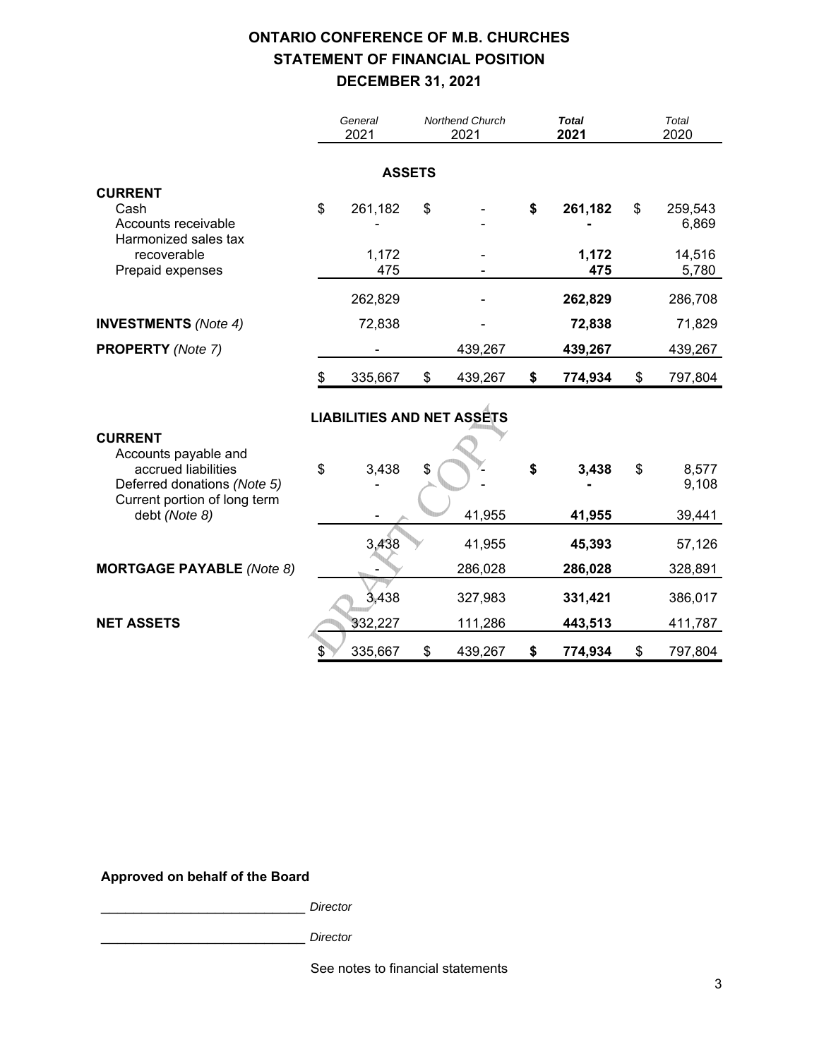# ONTARIO CONFERENCE OF M.B. CHURCHES
## STATEMENT OF FINANCIAL POSITION
## DECEMBER 31, 2021

| | General 2021 | Northend Church 2021 | **Total 2021** | Total 2020 |
|---|---|---|---|---|
| **ASSETS** | | | | |
| **CURRENT** | | | | |
| Cash | $ 261,182 | $ - | **$ 261,182** | $ 259,543 |
| Accounts receivable | - | - | **-** | 6,869 |
| Harmonized sales tax recoverable | 1,172 | - | **1,172** | 14,516 |
| Prepaid expenses | 475 | - | **475** | 5,780 |
| | 262,829 | - | **262,829** | 286,708 |
| **INVESTMENTS** *(Note 4)* | 72,838 | - | **72,838** | 71,829 |
| **PROPERTY** *(Note 7)* | - | 439,267 | **439,267** | 439,267 |
| | $ 335,667 | $ 439,267 | **$ 774,934** | $ 797,804 |
| **LIABILITIES AND NET ASSETS** | | | | |
| **CURRENT** | | | | |
| Accounts payable and accrued liabilities | $ 3,438 | $ - | **$ 3,438** | $ 8,577 |
| Deferred donations *(Note 5)* | - | - | **-** | 9,108 |
| Current portion of long term debt *(Note 8)* | - | 41,955 | **41,955** | 39,441 |
| | 3,438 | 41,955 | **45,393** | 57,126 |
| **MORTGAGE PAYABLE** *(Note 8)* | - | 286,028 | **286,028** | 328,891 |
| | 3,438 | 327,983 | **331,421** | 386,017 |
| **NET ASSETS** | 332,227 | 111,286 | **443,513** | 411,787 |
| | $ 335,667 | $ 439,267 | **$ 774,934** | $ 797,804 |

DRAFT COPY

**Approved on behalf of the Board**

_____________________________ *Director*

_____________________________ *Director*

See notes to financial statements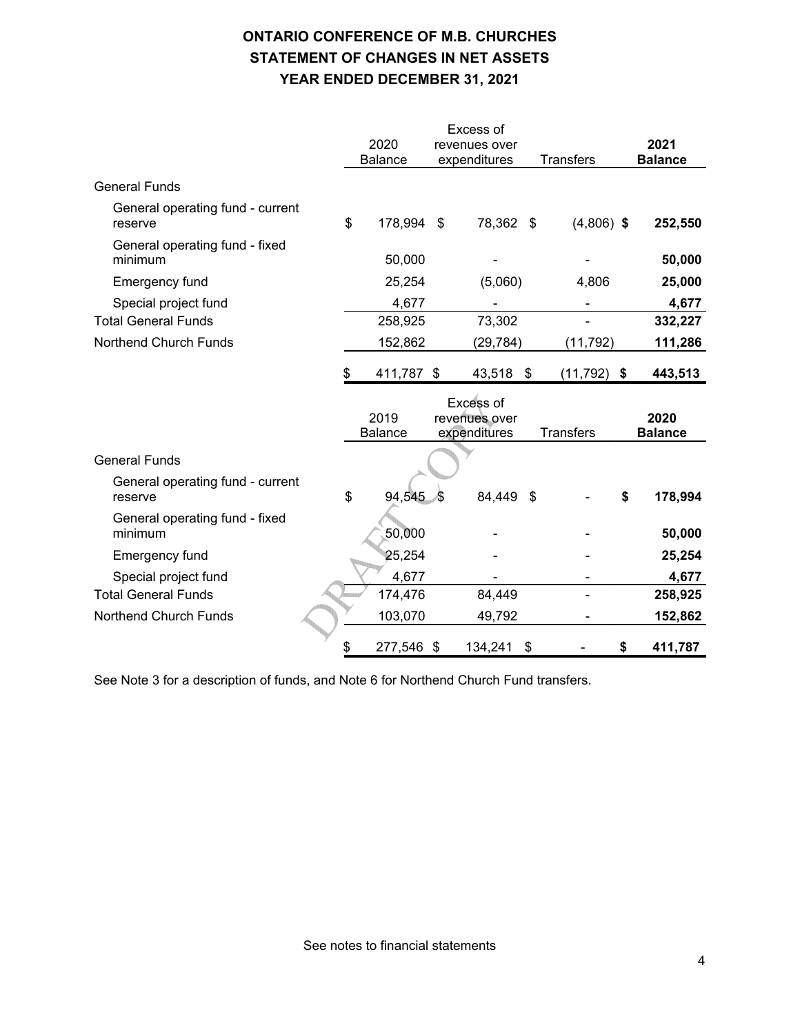# ONTARIO CONFERENCE OF M.B. CHURCHES
## STATEMENT OF CHANGES IN NET ASSETS
## YEAR ENDED DECEMBER 31, 2021

| | 2020 Balance | Excess of revenues over expenditures | Transfers | **2021 Balance** |
|---|---|---|---|---|
| General Funds | | | | |
| General operating fund - current reserve | $ 178,994 | $ 78,362 | $ (4,806) | **$ 252,550** |
| General operating fund - fixed minimum | 50,000 | - | - | **50,000** |
| Emergency fund | 25,254 | (5,060) | 4,806 | **25,000** |
| Special project fund | 4,677 | - | - | **4,677** |
| Total General Funds | 258,925 | 73,302 | - | **332,227** |
| Northend Church Funds | 152,862 | (29,784) | (11,792) | **111,286** |
| | $ 411,787 | $ 43,518 | $ (11,792) | **$ 443,513** |

| | 2019 Balance | Excess of revenues over expenditures | Transfers | **2020 Balance** |
|---|---|---|---|---|
| General Funds | | | | |
| General operating fund - current reserve | $ 94,545 | $ 84,449 | $ - | **$ 178,994** |
| General operating fund - fixed minimum | 50,000 | - | - | **50,000** |
| Emergency fund | 25,254 | - | - | **25,254** |
| Special project fund | 4,677 | - | - | **4,677** |
| Total General Funds | 174,476 | 84,449 | - | **258,925** |
| Northend Church Funds | 103,070 | 49,792 | - | **152,862** |
| | $ 277,546 | $ 134,241 | $ - | **$ 411,787** |

See Note 3 for a description of funds, and Note 6 for Northend Church Fund transfers.

See notes to financial statements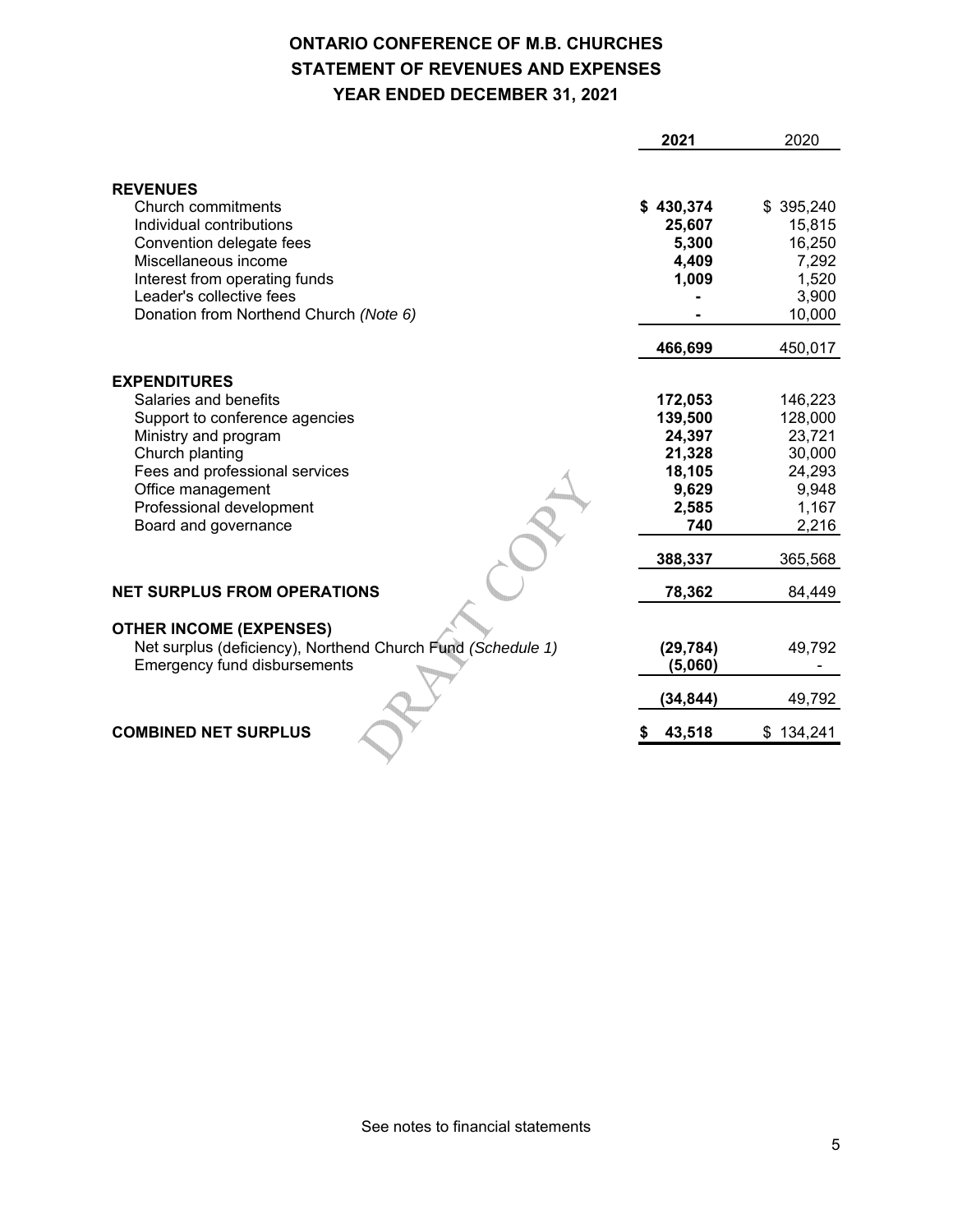# ONTARIO CONFERENCE OF M.B. CHURCHES
## STATEMENT OF REVENUES AND EXPENSES
### YEAR ENDED DECEMBER 31, 2021

| | **2021** | 2020 |
|---|---|---|
| **REVENUES** | | |
| Church commitments | **$ 430,374** | $ 395,240 |
| Individual contributions | **25,607** | 15,815 |
| Convention delegate fees | **5,300** | 16,250 |
| Miscellaneous income | **4,409** | 7,292 |
| Interest from operating funds | **1,009** | 1,520 |
| Leader's collective fees | **-** | 3,900 |
| Donation from Northend Church *(Note 6)* | **-** | 10,000 |
| | **466,699** | 450,017 |
| **EXPENDITURES** | | |
| Salaries and benefits | **172,053** | 146,223 |
| Support to conference agencies | **139,500** | 128,000 |
| Ministry and program | **24,397** | 23,721 |
| Church planting | **21,328** | 30,000 |
| Fees and professional services | **18,105** | 24,293 |
| Office management | **9,629** | 9,948 |
| Professional development | **2,585** | 1,167 |
| Board and governance | **740** | 2,216 |
| | **388,337** | 365,568 |
| **NET SURPLUS FROM OPERATIONS** | **78,362** | 84,449 |
| **OTHER INCOME (EXPENSES)** | | |
| Net surplus (deficiency), Northend Church Fund *(Schedule 1)* | **(29,784)** | 49,792 |
| Emergency fund disbursements | **(5,060)** | - |
| | **(34,844)** | 49,792 |
| **COMBINED NET SURPLUS** | **$ 43,518** | $ 134,241 |

See notes to financial statements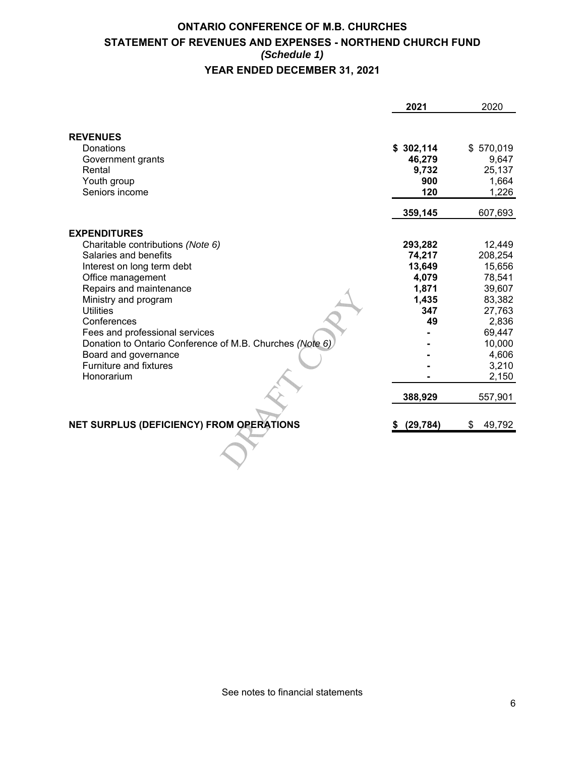# ONTARIO CONFERENCE OF M.B. CHURCHES

## STATEMENT OF REVENUES AND EXPENSES - NORTHEND CHURCH FUND

### *(Schedule 1)*

### YEAR ENDED DECEMBER 31, 2021

| | **2021** | 2020 |
|---|---|---|
| **REVENUES** | | |
| Donations | **$ 302,114** | $ 570,019 |
| Government grants | **46,279** | 9,647 |
| Rental | **9,732** | 25,137 |
| Youth group | **900** | 1,664 |
| Seniors income | **120** | 1,226 |
| | **359,145** | 607,693 |
| **EXPENDITURES** | | |
| Charitable contributions *(Note 6)* | **293,282** | 12,449 |
| Salaries and benefits | **74,217** | 208,254 |
| Interest on long term debt | **13,649** | 15,656 |
| Office management | **4,079** | 78,541 |
| Repairs and maintenance | **1,871** | 39,607 |
| Ministry and program | **1,435** | 83,382 |
| Utilities | **347** | 27,763 |
| Conferences | **49** | 2,836 |
| Fees and professional services | **-** | 69,447 |
| Donation to Ontario Conference of M.B. Churches *(Note 6)* | **-** | 10,000 |
| Board and governance | **-** | 4,606 |
| Furniture and fixtures | **-** | 3,210 |
| Honorarium | **-** | 2,150 |
| | **388,929** | 557,901 |
| **NET SURPLUS (DEFICIENCY) FROM OPERATIONS** | **$ (29,784)** | $ 49,792 |

See notes to financial statements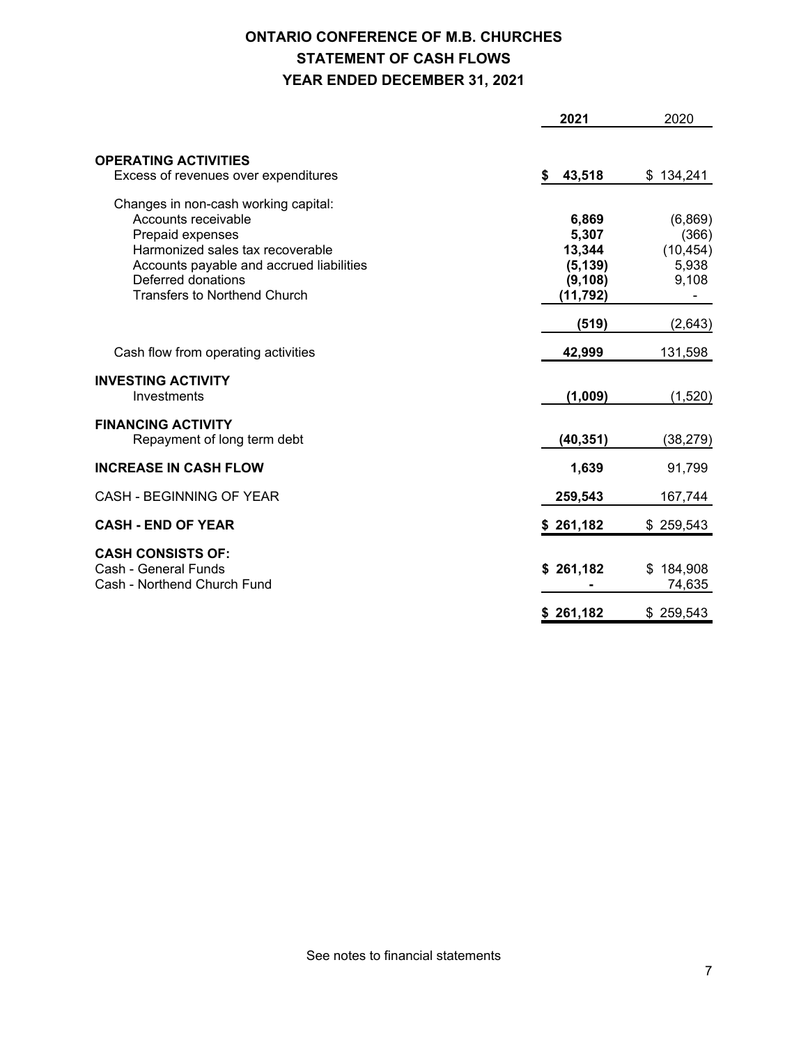# ONTARIO CONFERENCE OF M.B. CHURCHES
## STATEMENT OF CASH FLOWS
## YEAR ENDED DECEMBER 31, 2021

| | 2021 | 2020 |
|---|---|---|
| **OPERATING ACTIVITIES** | | |
| Excess of revenues over expenditures | **$ 43,518** | $ 134,241 |
| Changes in non-cash working capital: | | |
| Accounts receivable | **6,869** | (6,869) |
| Prepaid expenses | **5,307** | (366) |
| Harmonized sales tax recoverable | **13,344** | (10,454) |
| Accounts payable and accrued liabilities | **(5,139)** | 5,938 |
| Deferred donations | **(9,108)** | 9,108 |
| Transfers to Northend Church | **(11,792)** | - |
| | **(519)** | (2,643) |
| Cash flow from operating activities | **42,999** | 131,598 |
| **INVESTING ACTIVITY** | | |
| Investments | **(1,009)** | (1,520) |
| **FINANCING ACTIVITY** | | |
| Repayment of long term debt | **(40,351)** | (38,279) |
| **INCREASE IN CASH FLOW** | **1,639** | 91,799 |
| CASH - BEGINNING OF YEAR | **259,543** | 167,744 |
| **CASH - END OF YEAR** | **$ 261,182** | $ 259,543 |
| **CASH CONSISTS OF:** | | |
| Cash - General Funds | **$ 261,182** | $ 184,908 |
| Cash - Northend Church Fund | **-** | 74,635 |
| | **$ 261,182** | $ 259,543 |

See notes to financial statements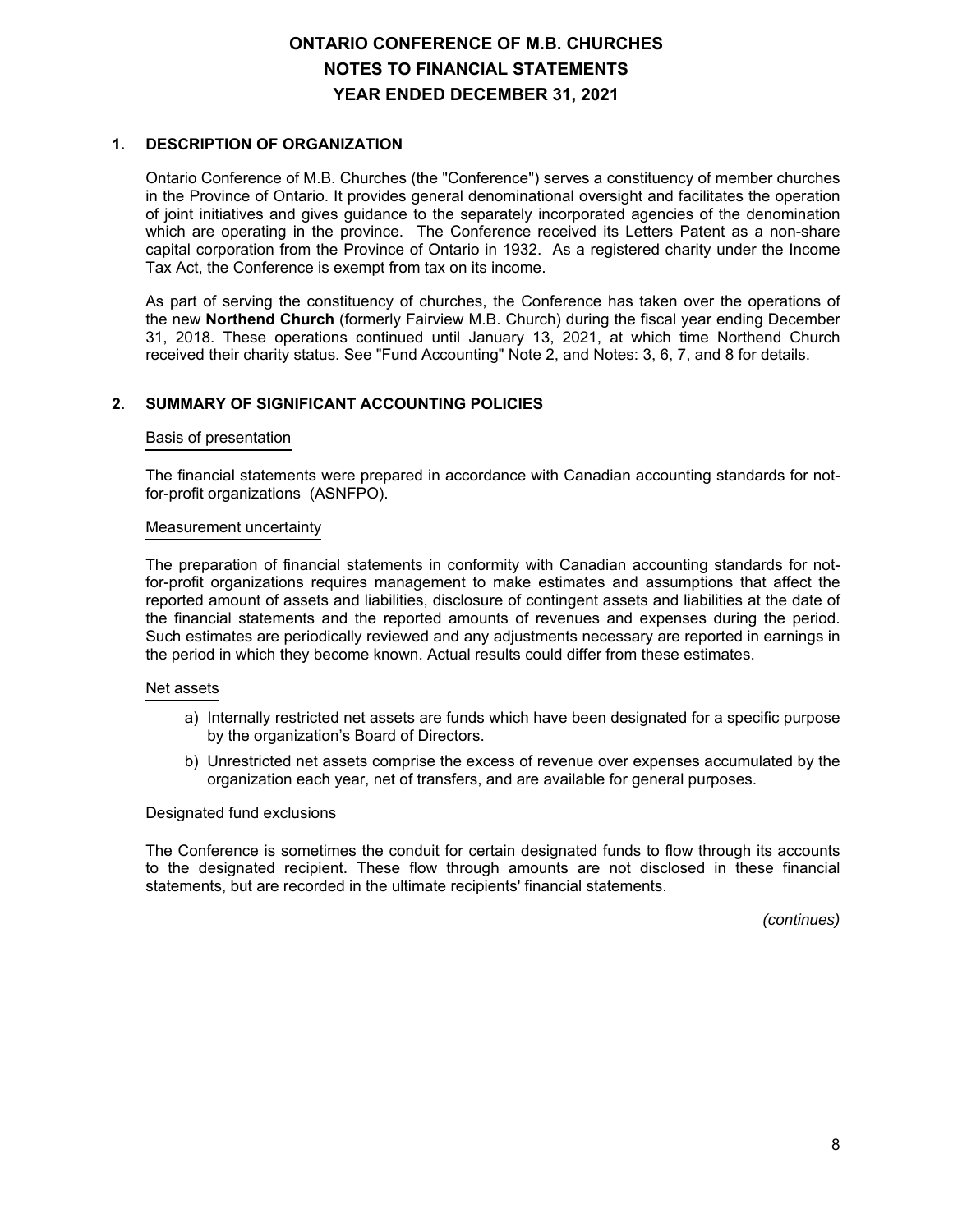# ONTARIO CONFERENCE OF M.B. CHURCHES
# NOTES TO FINANCIAL STATEMENTS
# YEAR ENDED DECEMBER 31, 2021

## 1. DESCRIPTION OF ORGANIZATION

Ontario Conference of M.B. Churches (the "Conference") serves a constituency of member churches in the Province of Ontario. It provides general denominational oversight and facilitates the operation of joint initiatives and gives guidance to the separately incorporated agencies of the denomination which are operating in the province. The Conference received its Letters Patent as a non-share capital corporation from the Province of Ontario in 1932. As a registered charity under the Income Tax Act, the Conference is exempt from tax on its income.

As part of serving the constituency of churches, the Conference has taken over the operations of the new **Northend Church** (formerly Fairview M.B. Church) during the fiscal year ending December 31, 2018. These operations continued until January 13, 2021, at which time Northend Church received their charity status. See "Fund Accounting" Note 2, and Notes: 3, 6, 7, and 8 for details.

## 2. SUMMARY OF SIGNIFICANT ACCOUNTING POLICIES

### Basis of presentation

The financial statements were prepared in accordance with Canadian accounting standards for not-for-profit organizations (ASNFPO).

### Measurement uncertainty

The preparation of financial statements in conformity with Canadian accounting standards for not-for-profit organizations requires management to make estimates and assumptions that affect the reported amount of assets and liabilities, disclosure of contingent assets and liabilities at the date of the financial statements and the reported amounts of revenues and expenses during the period. Such estimates are periodically reviewed and any adjustments necessary are reported in earnings in the period in which they become known. Actual results could differ from these estimates.

### Net assets

a) Internally restricted net assets are funds which have been designated for a specific purpose by the organization's Board of Directors.

b) Unrestricted net assets comprise the excess of revenue over expenses accumulated by the organization each year, net of transfers, and are available for general purposes.

### Designated fund exclusions

The Conference is sometimes the conduit for certain designated funds to flow through its accounts to the designated recipient. These flow through amounts are not disclosed in these financial statements, but are recorded in the ultimate recipients' financial statements.

*(continues)*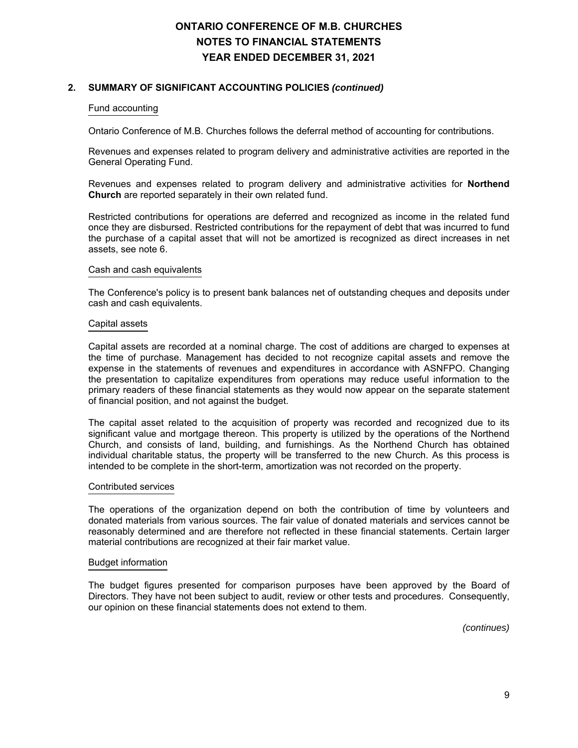# ONTARIO CONFERENCE OF M.B. CHURCHES
# NOTES TO FINANCIAL STATEMENTS
# YEAR ENDED DECEMBER 31, 2021

## 2. SUMMARY OF SIGNIFICANT ACCOUNTING POLICIES *(continued)*

### Fund accounting

Ontario Conference of M.B. Churches follows the deferral method of accounting for contributions.

Revenues and expenses related to program delivery and administrative activities are reported in the General Operating Fund.

Revenues and expenses related to program delivery and administrative activities for **Northend Church** are reported separately in their own related fund.

Restricted contributions for operations are deferred and recognized as income in the related fund once they are disbursed. Restricted contributions for the repayment of debt that was incurred to fund the purchase of a capital asset that will not be amortized is recognized as direct increases in net assets, see note 6.

### Cash and cash equivalents

The Conference's policy is to present bank balances net of outstanding cheques and deposits under cash and cash equivalents.

### Capital assets

Capital assets are recorded at a nominal charge. The cost of additions are charged to expenses at the time of purchase. Management has decided to not recognize capital assets and remove the expense in the statements of revenues and expenditures in accordance with ASNFPO. Changing the presentation to capitalize expenditures from operations may reduce useful information to the primary readers of these financial statements as they would now appear on the separate statement of financial position, and not against the budget.

The capital asset related to the acquisition of property was recorded and recognized due to its significant value and mortgage thereon. This property is utilized by the operations of the Northend Church, and consists of land, building, and furnishings. As the Northend Church has obtained individual charitable status, the property will be transferred to the new Church. As this process is intended to be complete in the short-term, amortization was not recorded on the property.

### Contributed services

The operations of the organization depend on both the contribution of time by volunteers and donated materials from various sources. The fair value of donated materials and services cannot be reasonably determined and are therefore not reflected in these financial statements. Certain larger material contributions are recognized at their fair market value.

### Budget information

The budget figures presented for comparison purposes have been approved by the Board of Directors. They have not been subject to audit, review or other tests and procedures. Consequently, our opinion on these financial statements does not extend to them.

*(continues)*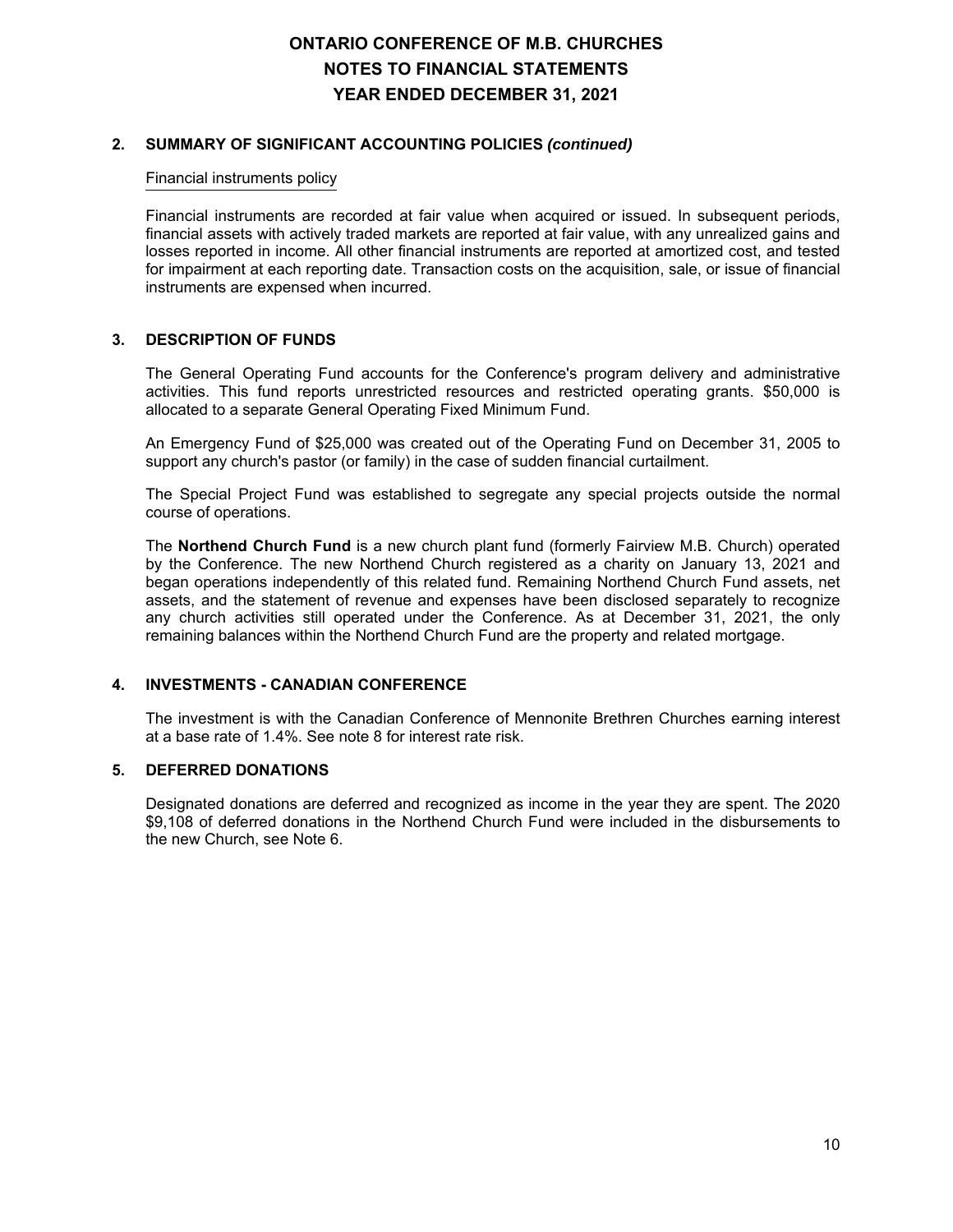# ONTARIO CONFERENCE OF M.B. CHURCHES
# NOTES TO FINANCIAL STATEMENTS
# YEAR ENDED DECEMBER 31, 2021

## 2. SUMMARY OF SIGNIFICANT ACCOUNTING POLICIES *(continued)*

Financial instruments policy

Financial instruments are recorded at fair value when acquired or issued. In subsequent periods, financial assets with actively traded markets are reported at fair value, with any unrealized gains and losses reported in income. All other financial instruments are reported at amortized cost, and tested for impairment at each reporting date. Transaction costs on the acquisition, sale, or issue of financial instruments are expensed when incurred.

## 3. DESCRIPTION OF FUNDS

The General Operating Fund accounts for the Conference's program delivery and administrative activities. This fund reports unrestricted resources and restricted operating grants. $50,000 is allocated to a separate General Operating Fixed Minimum Fund.

An Emergency Fund of $25,000 was created out of the Operating Fund on December 31, 2005 to support any church's pastor (or family) in the case of sudden financial curtailment.

The Special Project Fund was established to segregate any special projects outside the normal course of operations.

The **Northend Church Fund** is a new church plant fund (formerly Fairview M.B. Church) operated by the Conference. The new Northend Church registered as a charity on January 13, 2021 and began operations independently of this related fund. Remaining Northend Church Fund assets, net assets, and the statement of revenue and expenses have been disclosed separately to recognize any church activities still operated under the Conference. As at December 31, 2021, the only remaining balances within the Northend Church Fund are the property and related mortgage.

## 4. INVESTMENTS - CANADIAN CONFERENCE

The investment is with the Canadian Conference of Mennonite Brethren Churches earning interest at a base rate of 1.4%. See note 8 for interest rate risk.

## 5. DEFERRED DONATIONS

Designated donations are deferred and recognized as income in the year they are spent. The 2020 $9,108 of deferred donations in the Northend Church Fund were included in the disbursements to the new Church, see Note 6.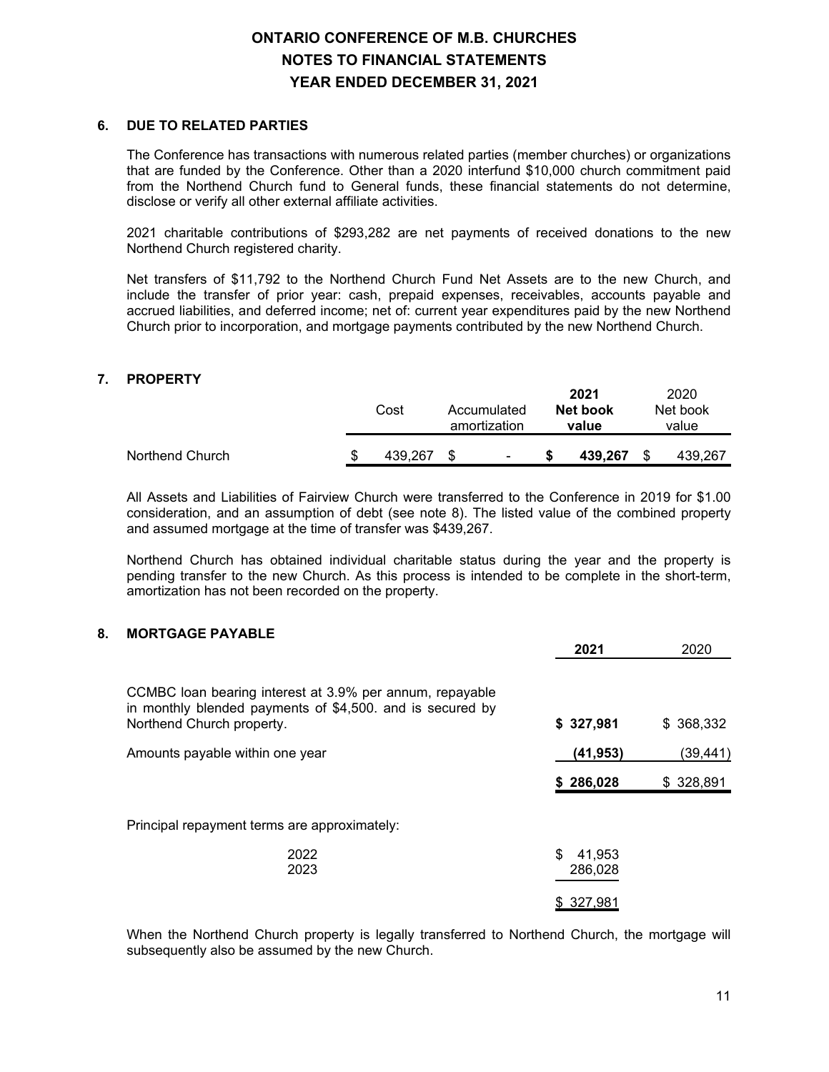# ONTARIO CONFERENCE OF M.B. CHURCHES
# NOTES TO FINANCIAL STATEMENTS
# YEAR ENDED DECEMBER 31, 2021

## 6. DUE TO RELATED PARTIES

The Conference has transactions with numerous related parties (member churches) or organizations that are funded by the Conference. Other than a 2020 interfund $10,000 church commitment paid from the Northend Church fund to General funds, these financial statements do not determine, disclose or verify all other external affiliate activities.

2021 charitable contributions of $293,282 are net payments of received donations to the new Northend Church registered charity.

Net transfers of $11,792 to the Northend Church Fund Net Assets are to the new Church, and include the transfer of prior year: cash, prepaid expenses, receivables, accounts payable and accrued liabilities, and deferred income; net of: current year expenditures paid by the new Northend Church prior to incorporation, and mortgage payments contributed by the new Northend Church.

## 7. PROPERTY

| | Cost | Accumulated amortization | **2021 Net book value** | 2020 Net book value |
|---|---|---|---|---|
| Northend Church | $ 439,267 | $ - | **$ 439,267** | $ 439,267 |

All Assets and Liabilities of Fairview Church were transferred to the Conference in 2019 for $1.00 consideration, and an assumption of debt (see note 8). The listed value of the combined property and assumed mortgage at the time of transfer was $439,267.

Northend Church has obtained individual charitable status during the year and the property is pending transfer to the new Church. As this process is intended to be complete in the short-term, amortization has not been recorded on the property.

## 8. MORTGAGE PAYABLE

| | **2021** | 2020 |
|---|---|---|
| CCMBC loan bearing interest at 3.9% per annum, repayable in monthly blended payments of $4,500. and is secured by Northend Church property. | **$ 327,981** | $ 368,332 |
| Amounts payable within one year | **(41,953)** | (39,441) |
| | **$ 286,028** | $ 328,891 |

Principal repayment terms are approximately:

| | |
|---|---|
| 2022 | $ 41,953 |
| 2023 | 286,028 |
| | $ 327,981 |

When the Northend Church property is legally transferred to Northend Church, the mortgage will subsequently also be assumed by the new Church.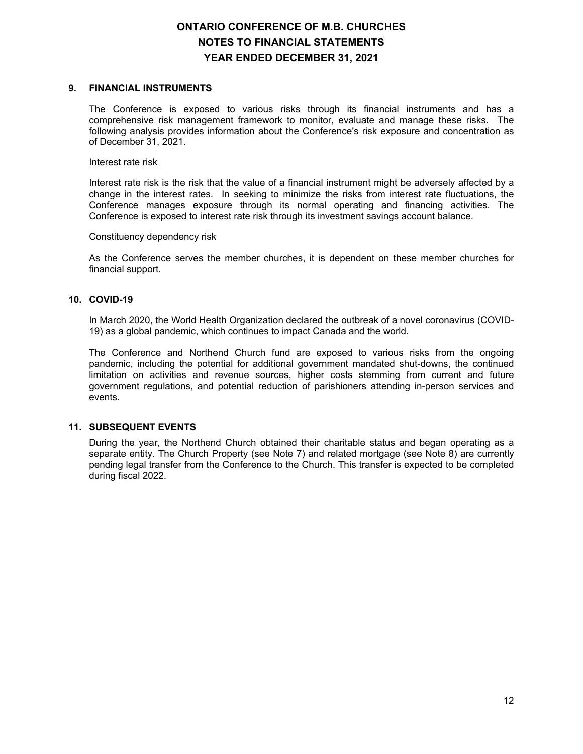## 9. FINANCIAL INSTRUMENTS

The Conference is exposed to various risks through its financial instruments and has a comprehensive risk management framework to monitor, evaluate and manage these risks. The following analysis provides information about the Conference's risk exposure and concentration as of December 31, 2021.

Interest rate risk

Interest rate risk is the risk that the value of a financial instrument might be adversely affected by a change in the interest rates. In seeking to minimize the risks from interest rate fluctuations, the Conference manages exposure through its normal operating and financing activities. The Conference is exposed to interest rate risk through its investment savings account balance.

Constituency dependency risk

As the Conference serves the member churches, it is dependent on these member churches for financial support.

## 10. COVID-19

In March 2020, the World Health Organization declared the outbreak of a novel coronavirus (COVID-19) as a global pandemic, which continues to impact Canada and the world.

The Conference and Northend Church fund are exposed to various risks from the ongoing pandemic, including the potential for additional government mandated shut-downs, the continued limitation on activities and revenue sources, higher costs stemming from current and future government regulations, and potential reduction of parishioners attending in-person services and events.

## 11. SUBSEQUENT EVENTS

During the year, the Northend Church obtained their charitable status and began operating as a separate entity. The Church Property (see Note 7) and related mortgage (see Note 8) are currently pending legal transfer from the Conference to the Church. This transfer is expected to be completed during fiscal 2022.